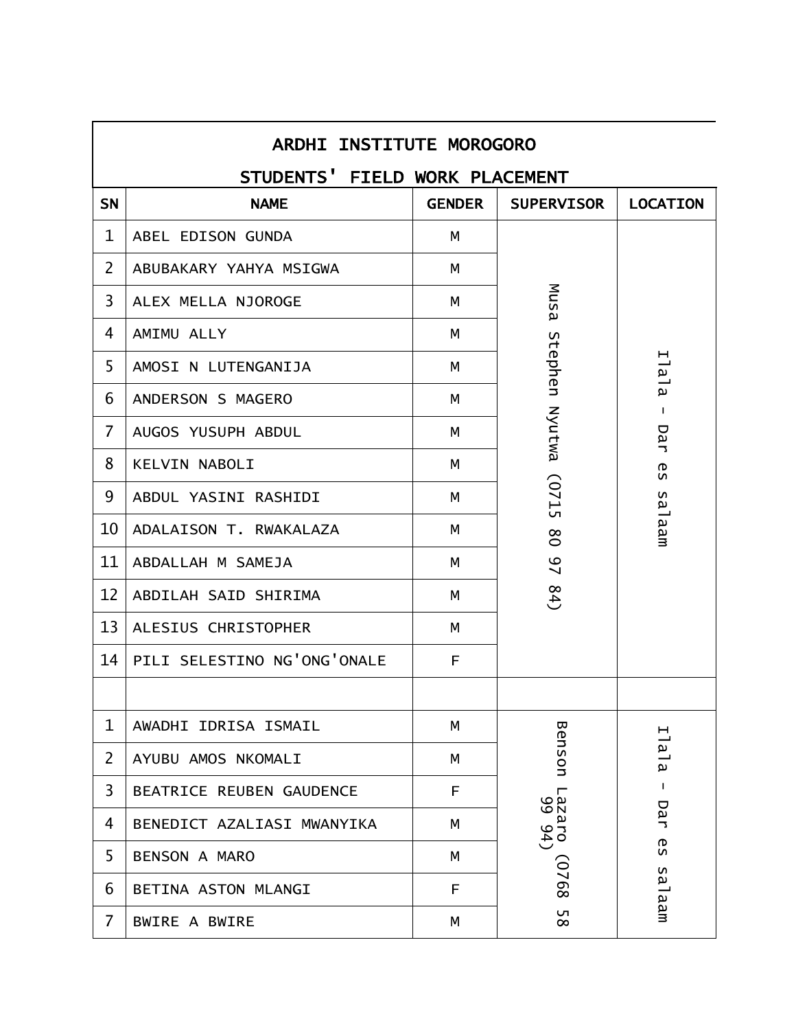# ARDHI INSTITUTE MOROGORO

## STUDENTS' FIELD WORK PLACEMENT

| SN | NAME | GENDER | SUPERVISOR | LOCATION |
|---|---|---|---|---|
| 1 | ABEL EDISON GUNDA | M | Musa Stephen Nyutwa (0715 80 97 84) | Ilala - Dar es salaam |
| 2 | ABUBAKARY YAHYA MSIGWA | M | | |
| 3 | ALEX MELLA NJOROGE | M | | |
| 4 | AMIMU ALLY | M | | |
| 5 | AMOSI N LUTENGANIJA | M | | |
| 6 | ANDERSON S MAGERO | M | | |
| 7 | AUGOS YUSUPH ABDUL | M | | |
| 8 | KELVIN NABOLI | M | | |
| 9 | ABDUL YASINI RASHIDI | M | | |
| 10 | ADALAISON T. RWAKALAZA | M | | |
| 11 | ABDALLAH M SAMEJA | M | | |
| 12 | ABDILAH SAID SHIRIMA | M | | |
| 13 | ALESIUS CHRISTOPHER | M | | |
| 14 | PILI SELESTINO NG'ONG'ONALE | F | | |
| | | | | |
| 1 | AWADHI IDRISA ISMAIL | M | Benson Lazaro (0768 58 99 94) | Ilala - Dar es salaam |
| 2 | AYUBU AMOS NKOMALI | M | | |
| 3 | BEATRICE REUBEN GAUDENCE | F | | |
| 4 | BENEDICT AZALIASI MWANYIKA | M | | |
| 5 | BENSON A MARO | M | | |
| 6 | BETINA ASTON MLANGI | F | | |
| 7 | BWIRE A BWIRE | M | | |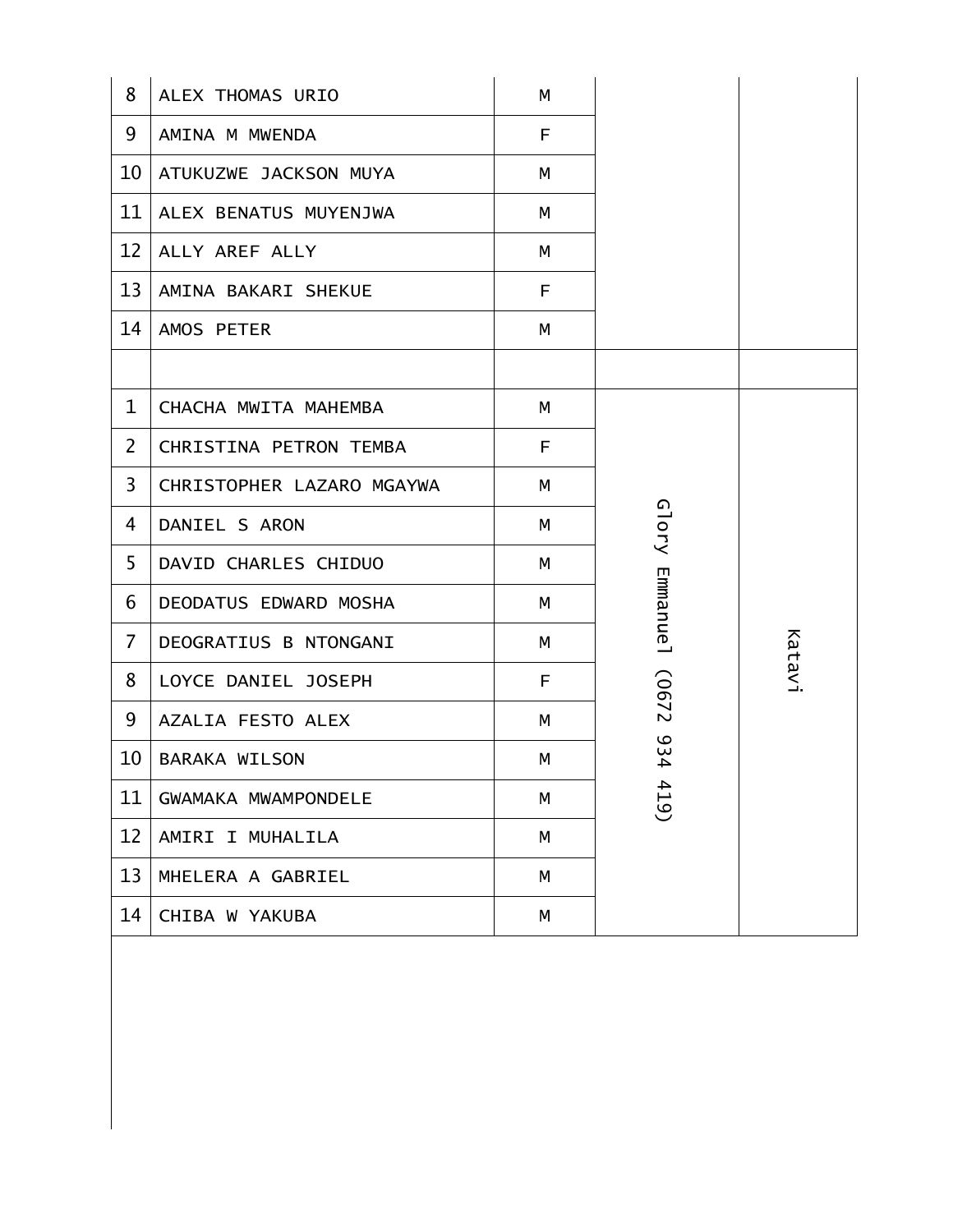| | | | | |
|---|---|---|---|---|
| 8 | ALEX THOMAS URIO | M | | |
| 9 | AMINA M MWENDA | F | | |
| 10 | ATUKUZWE JACKSON MUYA | M | | |
| 11 | ALEX BENATUS MUYENJWA | M | | |
| 12 | ALLY AREF ALLY | M | | |
| 13 | AMINA BAKARI SHEKUE | F | | |
| 14 | AMOS PETER | M | | |
| | | | | |
| 1 | CHACHA MWITA MAHEMBA | M | Glory Emmanuel (0672 934 419) | Katavi |
| 2 | CHRISTINA PETRON TEMBA | F | | |
| 3 | CHRISTOPHER LAZARO MGAYWA | M | | |
| 4 | DANIEL S ARON | M | | |
| 5 | DAVID CHARLES CHIDUO | M | | |
| 6 | DEODATUS EDWARD MOSHA | M | | |
| 7 | DEOGRATIUS B NTONGANI | M | | |
| 8 | LOYCE DANIEL JOSEPH | F | | |
| 9 | AZALIA FESTO ALEX | M | | |
| 10 | BARAKA WILSON | M | | |
| 11 | GWAMAKA MWAMPONDELE | M | | |
| 12 | AMIRI I MUHALILA | M | | |
| 13 | MHELERA A GABRIEL | M | | |
| 14 | CHIBA W YAKUBA | M | | |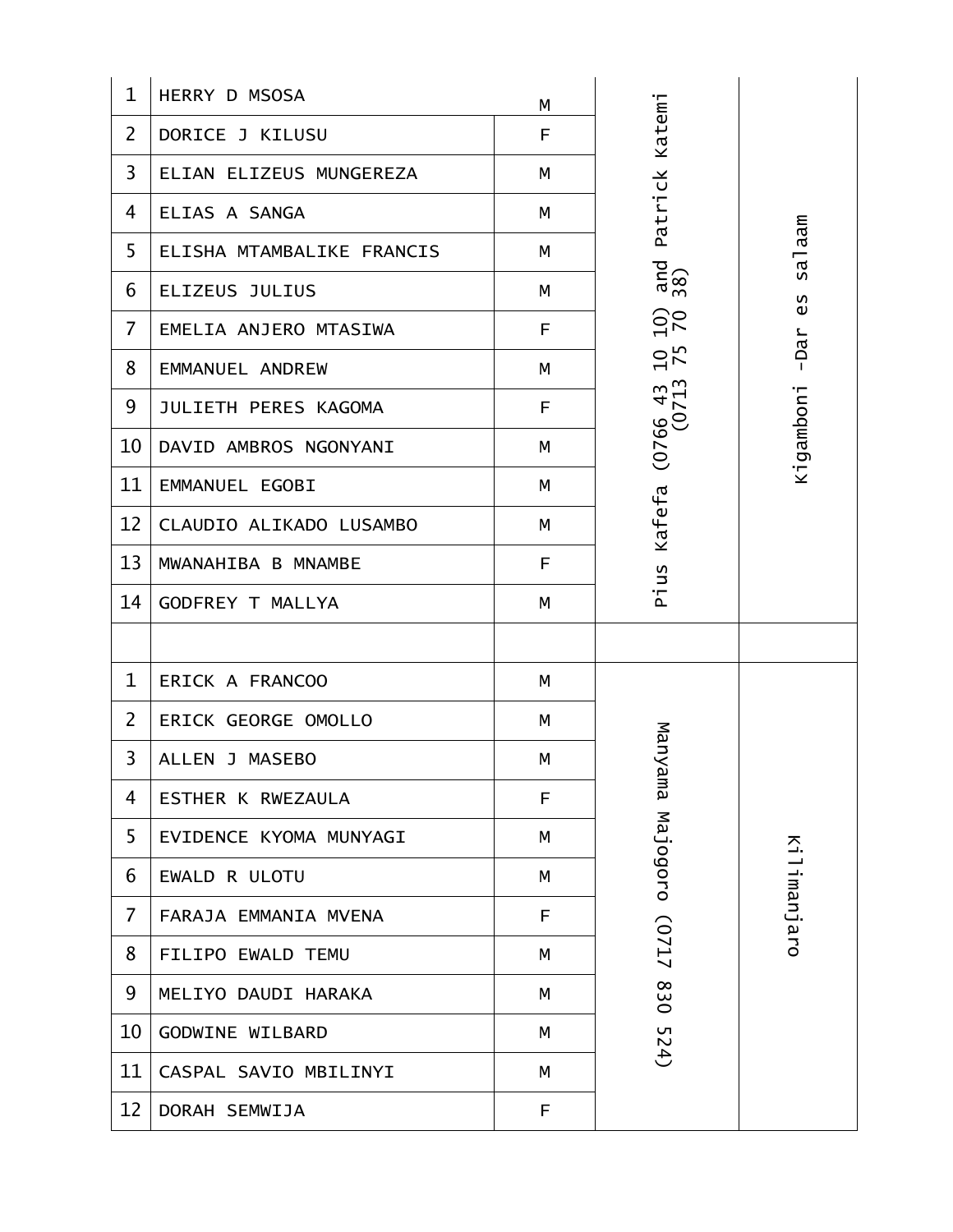| | | | | |
|---|---|---|---|---|
| 1 | HERRY D MSOSA | M | Pius Kafefa (0766 43 10 10) and Patrick Katemi (0713 75 70 38) | Kigamboni -Dar es salaam |
| 2 | DORICE J KILUSU | F | | |
| 3 | ELIAN ELIZEUS MUNGEREZA | M | | |
| 4 | ELIAS A SANGA | M | | |
| 5 | ELISHA MTAMBALIKE FRANCIS | M | | |
| 6 | ELIZEUS JULIUS | M | | |
| 7 | EMELIA ANJERO MTASIWA | F | | |
| 8 | EMMANUEL ANDREW | M | | |
| 9 | JULIETH PERES KAGOMA | F | | |
| 10 | DAVID AMBROS NGONYANI | M | | |
| 11 | EMMANUEL EGOBI | M | | |
| 12 | CLAUDIO ALIKADO LUSAMBO | M | | |
| 13 | MWANAHIBA B MNAMBE | F | | |
| 14 | GODFREY T MALLYA | M | | |
| | | | | |
| 1 | ERICK A FRANCOO | M | Manyama Majogoro (0717 830 524) | Kilimanjaro |
| 2 | ERICK GEORGE OMOLLO | M | | |
| 3 | ALLEN J MASEBO | M | | |
| 4 | ESTHER K RWEZAULA | F | | |
| 5 | EVIDENCE KYOMA MUNYAGI | M | | |
| 6 | EWALD R ULOTU | M | | |
| 7 | FARAJA EMMANIA MVENA | F | | |
| 8 | FILIPO EWALD TEMU | M | | |
| 9 | MELIYO DAUDI HARAKA | M | | |
| 10 | GODWINE WILBARD | M | | |
| 11 | CASPAL SAVIO MBILINYI | M | | |
| 12 | DORAH SEMWIJA | F | | |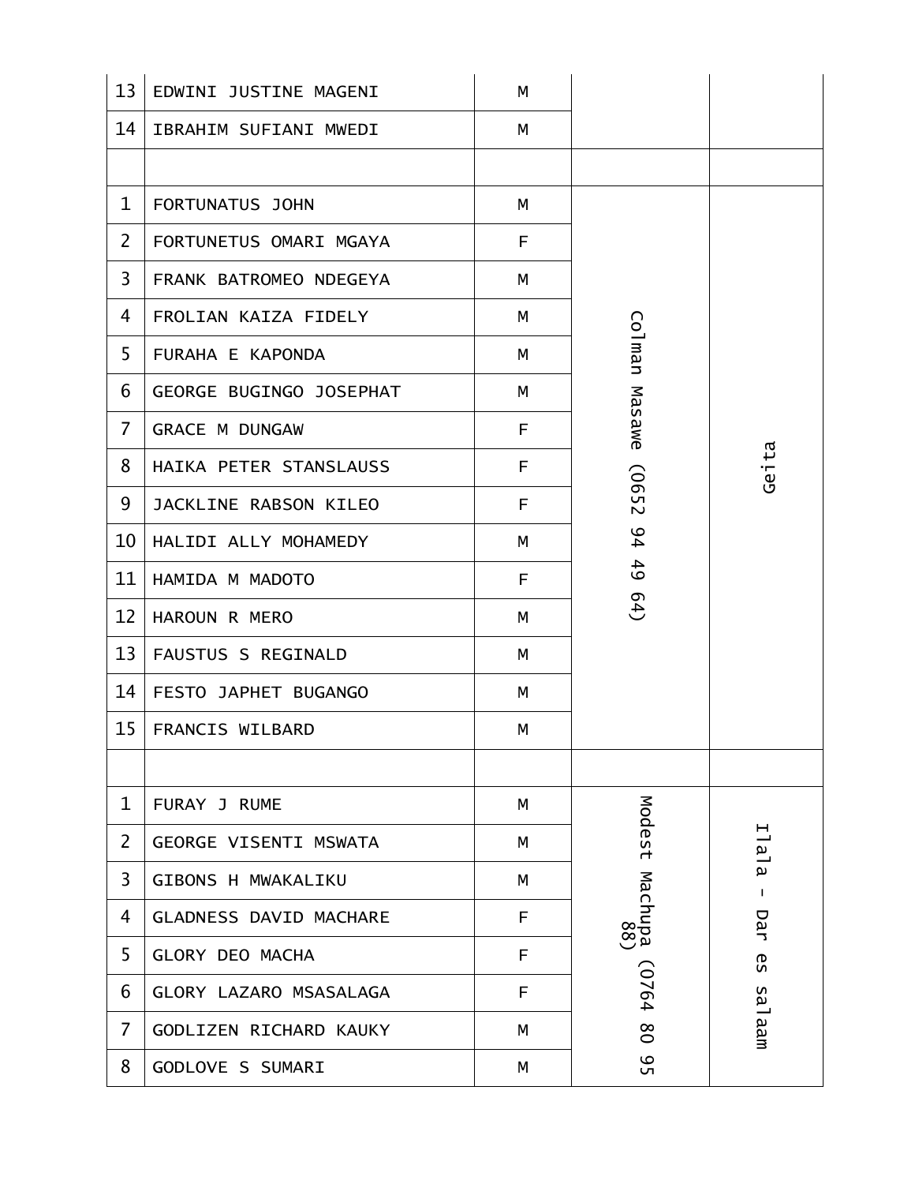| | | | | |
|---|---|---|---|---|
| 13 | EDWINI JUSTINE MAGENI | M | | |
| 14 | IBRAHIM SUFIANI MWEDI | M | | |
| | | | | |
| 1 | FORTUNATUS JOHN | M | Colman Masawe (0652 94 49 64) | Geita |
| 2 | FORTUNETUS OMARI MGAYA | F | | |
| 3 | FRANK BATROMEO NDEGEYA | M | | |
| 4 | FROLIAN KAIZA FIDELY | M | | |
| 5 | FURAHA E KAPONDA | M | | |
| 6 | GEORGE BUGINGO JOSEPHAT | M | | |
| 7 | GRACE M DUNGAW | F | | |
| 8 | HAIKA PETER STANSLAUSS | F | | |
| 9 | JACKLINE RABSON KILEO | F | | |
| 10 | HALIDI ALLY MOHAMEDY | M | | |
| 11 | HAMIDA M MADOTO | F | | |
| 12 | HAROUN R MERO | M | | |
| 13 | FAUSTUS S REGINALD | M | | |
| 14 | FESTO JAPHET BUGANGO | M | | |
| 15 | FRANCIS WILBARD | M | | |
| | | | | |
| 1 | FURAY J RUME | M | Modest Machupa (0764 80 95 88) | Ilala - Dar es salaam |
| 2 | GEORGE VISENTI MSWATA | M | | |
| 3 | GIBONS H MWAKALIKU | M | | |
| 4 | GLADNESS DAVID MACHARE | F | | |
| 5 | GLORY DEO MACHA | F | | |
| 6 | GLORY LAZARO MSASALAGA | F | | |
| 7 | GODLIZEN RICHARD KAUKY | M | | |
| 8 | GODLOVE S SUMARI | M | | |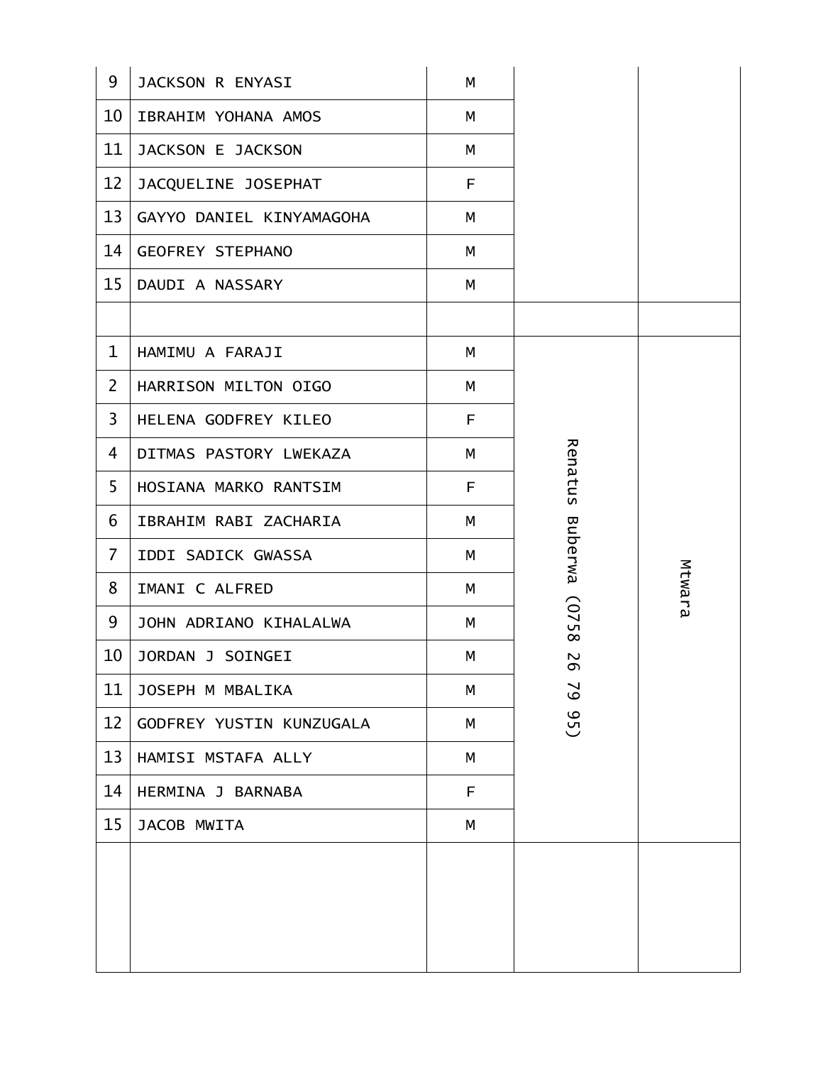| | | | | |
|---|---|---|---|---|
| 9 | JACKSON R ENYASI | M | | |
| 10 | IBRAHIM YOHANA AMOS | M | | |
| 11 | JACKSON E JACKSON | M | | |
| 12 | JACQUELINE JOSEPHAT | F | | |
| 13 | GAYYO DANIEL KINYAMAGOHA | M | | |
| 14 | GEOFREY STEPHANO | M | | |
| 15 | DAUDI A NASSARY | M | | |
| | | | | |
| 1 | HAMIMU A FARAJI | M | Renatus Buberwa (0758 26 79 95) | Mtwara |
| 2 | HARRISON MILTON OIGO | M | | |
| 3 | HELENA GODFREY KILEO | F | | |
| 4 | DITMAS PASTORY LWEKAZA | M | | |
| 5 | HOSIANA MARKO RANTSIM | F | | |
| 6 | IBRAHIM RABI ZACHARIA | M | | |
| 7 | IDDI SADICK GWASSA | M | | |
| 8 | IMANI C ALFRED | M | | |
| 9 | JOHN ADRIANO KIHALALWA | M | | |
| 10 | JORDAN J SOINGEI | M | | |
| 11 | JOSEPH M MBALIKA | M | | |
| 12 | GODFREY YUSTIN KUNZUGALA | M | | |
| 13 | HAMISI MSTAFA ALLY | M | | |
| 14 | HERMINA J BARNABA | F | | |
| 15 | JACOB MWITA | M | | |
| | | | | |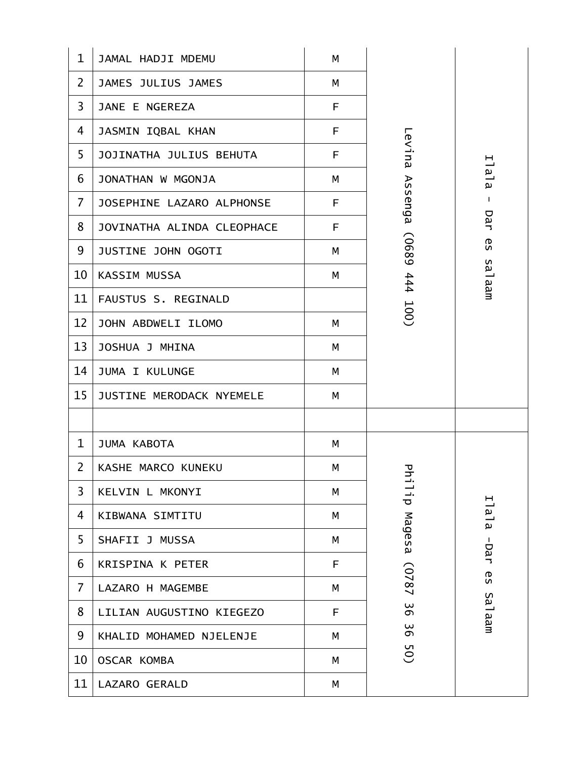| | | | | |
|---|---|---|---|---|
| 1 | JAMAL HADJI MDEMU | M | Levina Assenga (0689 444 100) | Ilala - Dar es salaam |
| 2 | JAMES JULIUS JAMES | M | | |
| 3 | JANE E NGEREZA | F | | |
| 4 | JASMIN IQBAL KHAN | F | | |
| 5 | JOJINATHA JULIUS BEHUTA | F | | |
| 6 | JONATHAN W MGONJA | M | | |
| 7 | JOSEPHINE LAZARO ALPHONSE | F | | |
| 8 | JOVINATHA ALINDA CLEOPHACE | F | | |
| 9 | JUSTINE JOHN OGOTI | M | | |
| 10 | KASSIM MUSSA | M | | |
| 11 | FAUSTUS S. REGINALD | | | |
| 12 | JOHN ABDWELI ILOMO | M | | |
| 13 | JOSHUA J MHINA | M | | |
| 14 | JUMA I KULUNGE | M | | |
| 15 | JUSTINE MERODACK NYEMELE | M | | |
| | | | | |
| 1 | JUMA KABOTA | M | Philip Magesa (0787 36 36 50) | Ilala -Dar es Salaam |
| 2 | KASHE MARCO KUNEKU | M | | |
| 3 | KELVIN L MKONYI | M | | |
| 4 | KIBWANA SIMTITU | M | | |
| 5 | SHAFII J MUSSA | M | | |
| 6 | KRISPINA K PETER | F | | |
| 7 | LAZARO H MAGEMBE | M | | |
| 8 | LILIAN AUGUSTINO KIEGEZO | F | | |
| 9 | KHALID MOHAMED NJELENJE | M | | |
| 10 | OSCAR KOMBA | M | | |
| 11 | LAZARO GERALD | M | | |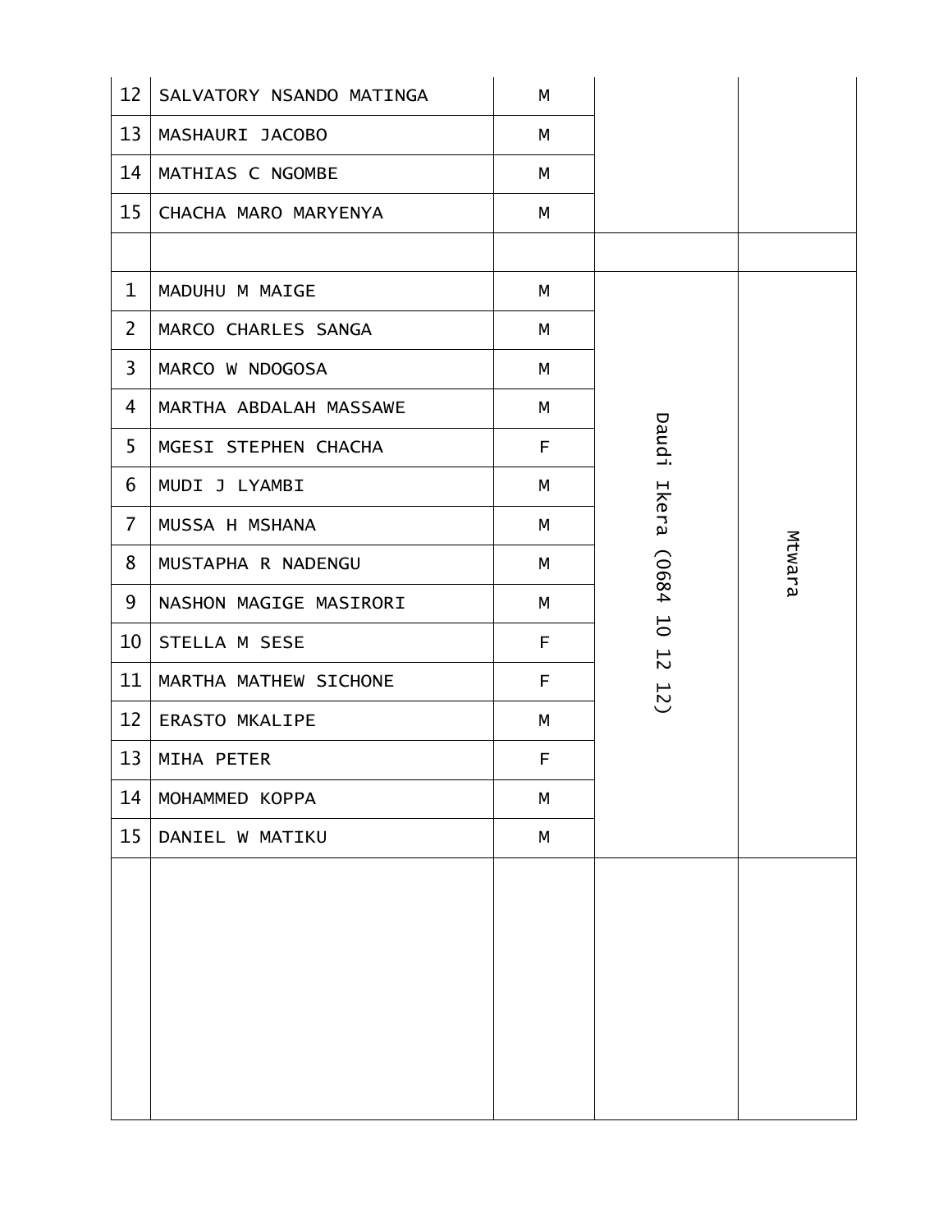| | | | | |
|---|---|---|---|---|
| 12 | SALVATORY NSANDO MATINGA | M | | |
| 13 | MASHAURI JACOBO | M | | |
| 14 | MATHIAS C NGOMBE | M | | |
| 15 | CHACHA MARO MARYENYA | M | | |
| | | | | |
| 1 | MADUHU M MAIGE | M | Daudi Ikera (0684 10 12 12) | Mtwara |
| 2 | MARCO CHARLES SANGA | M | | |
| 3 | MARCO W NDOGOSA | M | | |
| 4 | MARTHA ABDALAH MASSAWE | M | | |
| 5 | MGESI STEPHEN CHACHA | F | | |
| 6 | MUDI J LYAMBI | M | | |
| 7 | MUSSA H MSHANA | M | | |
| 8 | MUSTAPHA R NADENGU | M | | |
| 9 | NASHON MAGIGE MASIRORI | M | | |
| 10 | STELLA M SESE | F | | |
| 11 | MARTHA MATHEW SICHONE | F | | |
| 12 | ERASTO MKALIPE | M | | |
| 13 | MIHA PETER | F | | |
| 14 | MOHAMMED KOPPA | M | | |
| 15 | DANIEL W MATIKU | M | | |
| | | | | |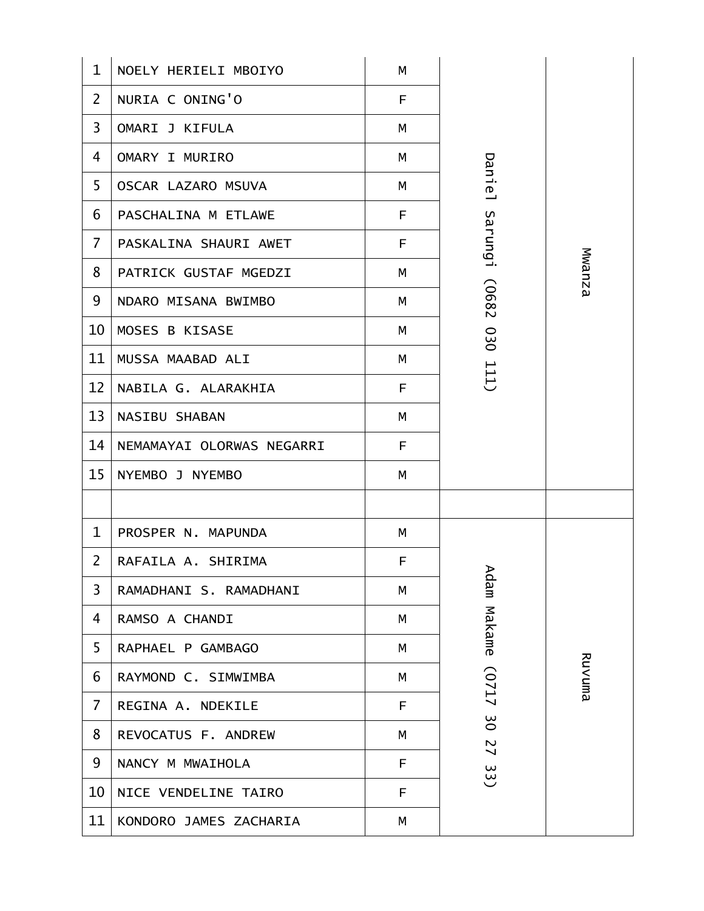| | | | | |
|---|---|---|---|---|
| 1 | NOELY HERIELI MBOIYO | M | Daniel Sarungi (0682 030 111) | Mwanza |
| 2 | NURIA C ONING'O | F | | |
| 3 | OMARI J KIFULA | M | | |
| 4 | OMARY I MURIRO | M | | |
| 5 | OSCAR LAZARO MSUVA | M | | |
| 6 | PASCHALINA M ETLAWE | F | | |
| 7 | PASKALINA SHAURI AWET | F | | |
| 8 | PATRICK GUSTAF MGEDZI | M | | |
| 9 | NDARO MISANA BWIMBO | M | | |
| 10 | MOSES B KISASE | M | | |
| 11 | MUSSA MAABAD ALI | M | | |
| 12 | NABILA G. ALARAKHIA | F | | |
| 13 | NASIBU SHABAN | M | | |
| 14 | NEMAMAYAI OLORWAS NEGARRI | F | | |
| 15 | NYEMBO J NYEMBO | M | | |
| | | | | |
| 1 | PROSPER N. MAPUNDA | M | Adam Makame (0717 30 27 33) | Ruvuma |
| 2 | RAFAILA A. SHIRIMA | F | | |
| 3 | RAMADHANI S. RAMADHANI | M | | |
| 4 | RAMSO A CHANDI | M | | |
| 5 | RAPHAEL P GAMBAGO | M | | |
| 6 | RAYMOND C. SIMWIMBA | M | | |
| 7 | REGINA A. NDEKILE | F | | |
| 8 | REVOCATUS F. ANDREW | M | | |
| 9 | NANCY M MWAIHOLA | F | | |
| 10 | NICE VENDELINE TAIRO | F | | |
| 11 | KONDORO JAMES ZACHARIA | M | | |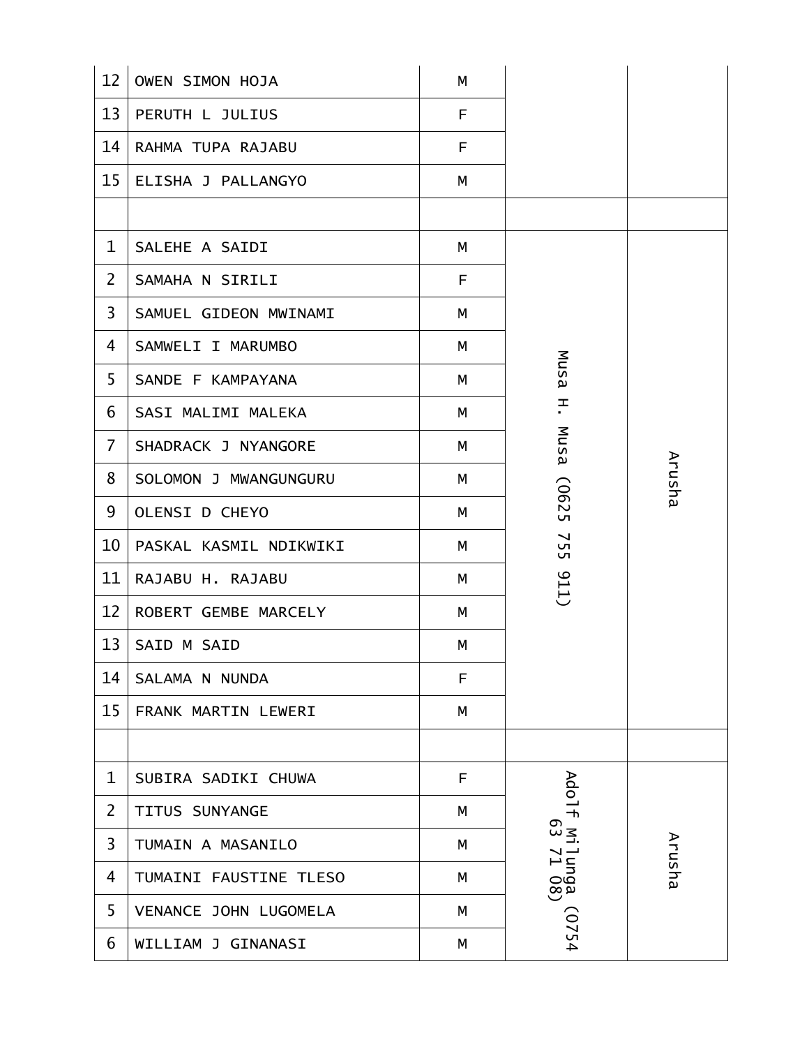| | | | | |
|---|---|---|---|---|
| 12 | OWEN SIMON HOJA | M | | |
| 13 | PERUTH L JULIUS | F | | |
| 14 | RAHMA TUPA RAJABU | F | | |
| 15 | ELISHA J PALLANGYO | M | | |
| | | | | |
| 1 | SALEHE A SAIDI | M | Musa H. Musa (0625 755 911) | Arusha |
| 2 | SAMAHA N SIRILI | F | | |
| 3 | SAMUEL GIDEON MWINAMI | M | | |
| 4 | SAMWELI I MARUMBO | M | | |
| 5 | SANDE F KAMPAYANA | M | | |
| 6 | SASI MALIMI MALEKA | M | | |
| 7 | SHADRACK J NYANGORE | M | | |
| 8 | SOLOMON J MWANGUNGURU | M | | |
| 9 | OLENSI D CHEYO | M | | |
| 10 | PASKAL KASMIL NDIKWIKI | M | | |
| 11 | RAJABU H. RAJABU | M | | |
| 12 | ROBERT GEMBE MARCELY | M | | |
| 13 | SAID M SAID | M | | |
| 14 | SALAMA N NUNDA | F | | |
| 15 | FRANK MARTIN LEWERI | M | | |
| | | | | |
| 1 | SUBIRA SADIKI CHUWA | F | Adolf Milunga (0754 63 71 08) | Arusha |
| 2 | TITUS SUNYANGE | M | | |
| 3 | TUMAIN A MASANILO | M | | |
| 4 | TUMAINI FAUSTINE TLESO | M | | |
| 5 | VENANCE JOHN LUGOMELA | M | | |
| 6 | WILLIAM J GINANASI | M | | |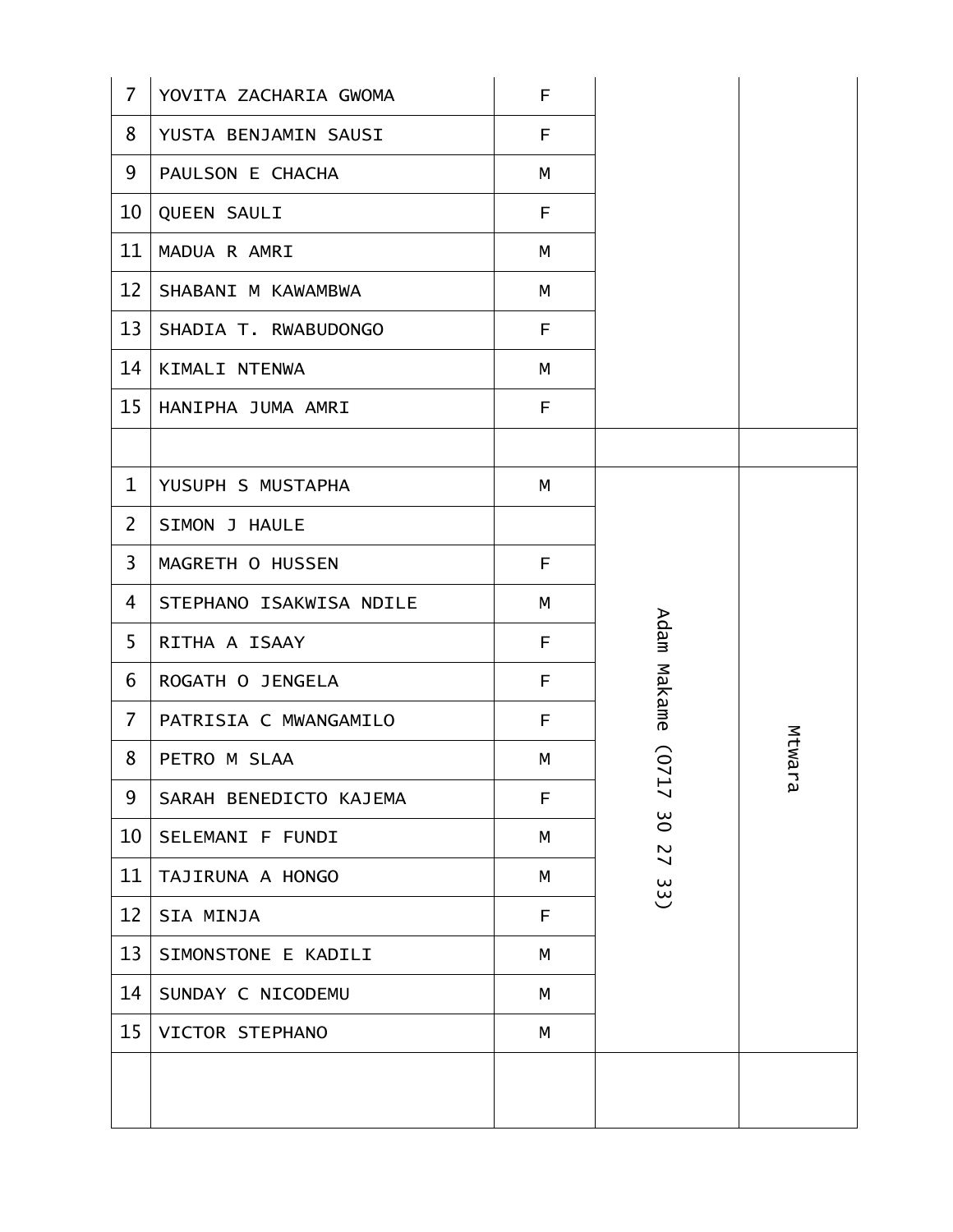| | | | | |
|---|---|---|---|---|
| 7 | YOVITA ZACHARIA GWOMA | F | | |
| 8 | YUSTA BENJAMIN SAUSI | F | | |
| 9 | PAULSON E CHACHA | M | | |
| 10 | QUEEN SAULI | F | | |
| 11 | MADUA R AMRI | M | | |
| 12 | SHABANI M KAWAMBWA | M | | |
| 13 | SHADIA T. RWABUDONGO | F | | |
| 14 | KIMALI NTENWA | M | | |
| 15 | HANIPHA JUMA AMRI | F | | |
| | | | | |
| 1 | YUSUPH S MUSTAPHA | M | Adam Makame (0717 30 27 33) | Mtwara |
| 2 | SIMON J HAULE | | | |
| 3 | MAGRETH O HUSSEN | F | | |
| 4 | STEPHANO ISAKWISA NDILE | M | | |
| 5 | RITHA A ISAAY | F | | |
| 6 | ROGATH O JENGELA | F | | |
| 7 | PATRISIA C MWANGAMILO | F | | |
| 8 | PETRO M SLAA | M | | |
| 9 | SARAH BENEDICTO KAJEMA | F | | |
| 10 | SELEMANI F FUNDI | M | | |
| 11 | TAJIRUNA A HONGO | M | | |
| 12 | SIA MINJA | F | | |
| 13 | SIMONSTONE E KADILI | M | | |
| 14 | SUNDAY C NICODEMU | M | | |
| 15 | VICTOR STEPHANO | M | | |
| | | | | |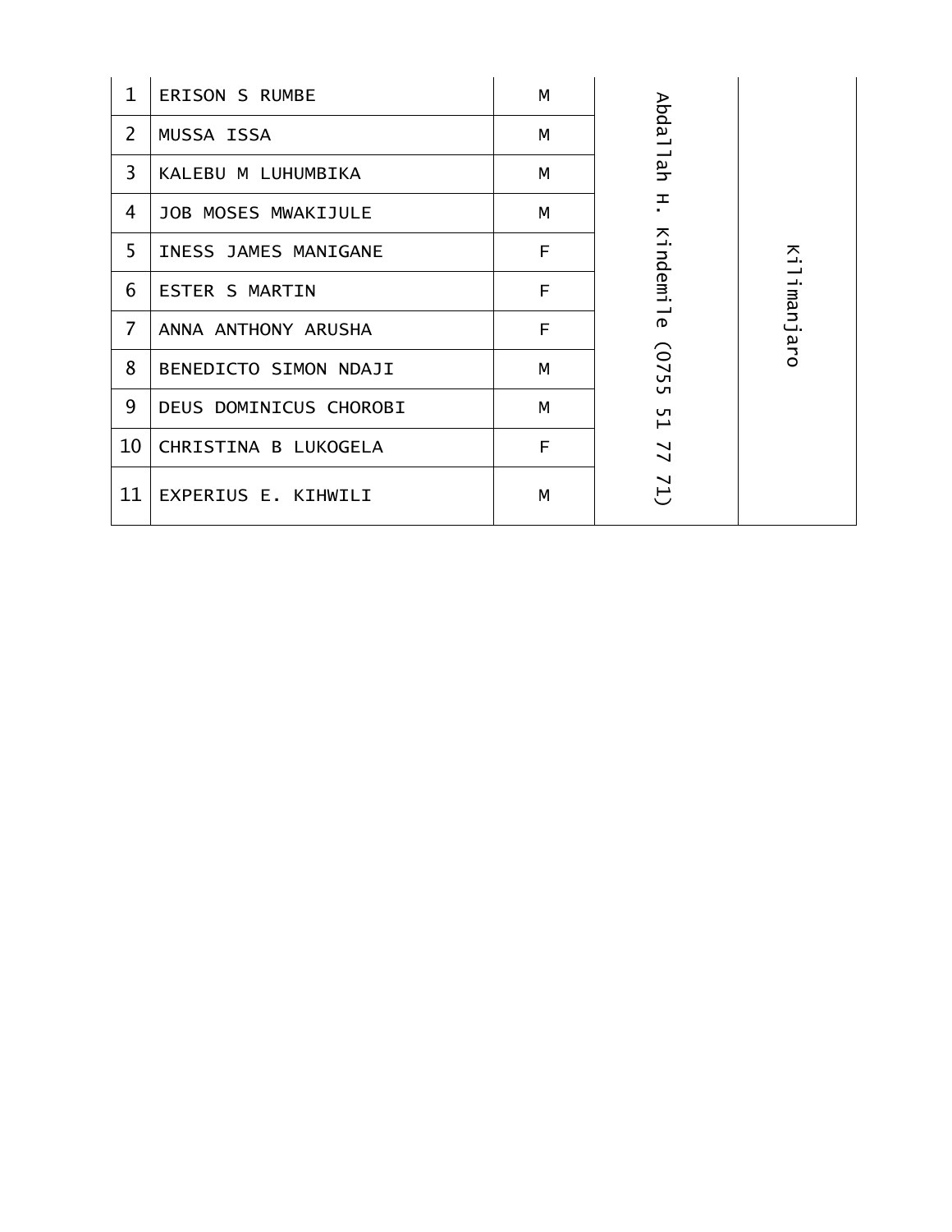| | | | | |
|---|---|---|---|---|
| 1 | ERISON S RUMBE | M | Abdallah H. Kindemile (0755 51 77 71) | Kilimanjaro |
| 2 | MUSSA ISSA | M | | |
| 3 | KALEBU M LUHUMBIKA | M | | |
| 4 | JOB MOSES MWAKIJULE | M | | |
| 5 | INESS JAMES MANIGANE | F | | |
| 6 | ESTER S MARTIN | F | | |
| 7 | ANNA ANTHONY ARUSHA | F | | |
| 8 | BENEDICTO SIMON NDAJI | M | | |
| 9 | DEUS DOMINICUS CHOROBI | M | | |
| 10 | CHRISTINA B LUKOGELA | F | | |
| 11 | EXPERIUS E. KIHWILI | M | | |